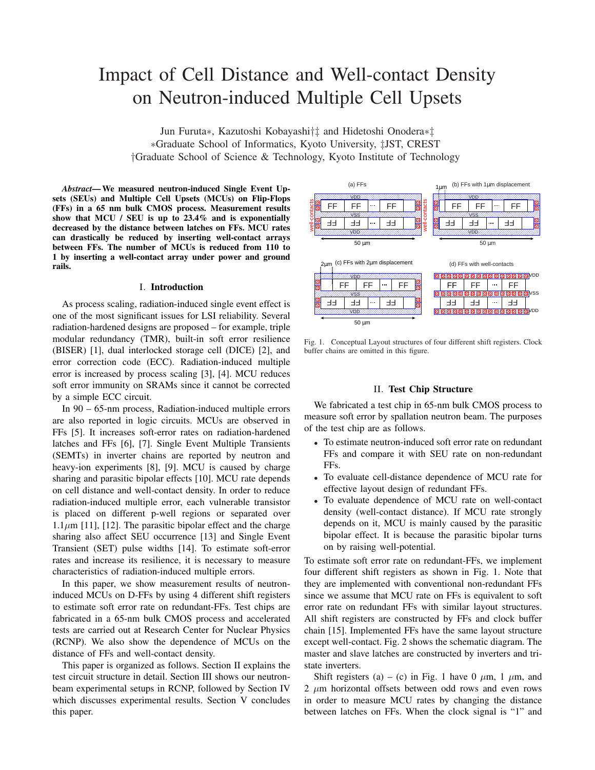# Impact of Cell Distance and Well-contact Density on Neutron-induced Multiple Cell Upsets

Jun Furuta∗, Kazutoshi Kobayashi†‡ and Hidetoshi Onodera∗‡
∗Graduate School of Informatics, Kyoto University, ‡JST, CREST
†Graduate School of Science & Technology, Kyoto Institute of Technology

***Abstract*— We measured neutron-induced Single Event Upsets (SEUs) and Multiple Cell Upsets (MCUs) on Flip-Flops (FFs) in a 65 nm bulk CMOS process. Measurement results show that MCU / SEU is up to 23.4% and is exponentially decreased by the distance between latches on FFs. MCU rates can drastically be reduced by inserting well-contact arrays between FFs. The number of MCUs is reduced from 110 to 1 by inserting a well-contact array under power and ground rails.**

## I. Introduction

As process scaling, radiation-induced single event effect is one of the most significant issues for LSI reliability. Several radiation-hardened designs are proposed – for example, triple modular redundancy (TMR), built-in soft error resilience (BISER) [1], dual interlocked storage cell (DICE) [2], and error correction code (ECC). Radiation-induced multiple error is increased by process scaling [3], [4]. MCU reduces soft error immunity on SRAMs since it cannot be corrected by a simple ECC circuit.

In 90 – 65-nm process, Radiation-induced multiple errors are also reported in logic circuits. MCUs are observed in FFs [5]. It increases soft-error rates on radiation-hardened latches and FFs [6], [7]. Single Event Multiple Transients (SEMTs) in inverter chains are reported by neutron and heavy-ion experiments [8], [9]. MCU is caused by charge sharing and parasitic bipolar effects [10]. MCU rate depends on cell distance and well-contact density. In order to reduce radiation-induced multiple error, each vulnerable transistor is placed on different p-well regions or separated over 1.1$\mu$m [11], [12]. The parasitic bipolar effect and the charge sharing also affect SEU occurrence [13] and Single Event Transient (SET) pulse widths [14]. To estimate soft-error rates and increase its resilience, it is necessary to measure characteristics of radiation-induced multiple errors.

In this paper, we show measurement results of neutron-induced MCUs on D-FFs by using 4 different shift registers to estimate soft error rate on redundant-FFs. Test chips are fabricated in a 65-nm bulk CMOS process and accelerated tests are carried out at Research Center for Nuclear Physics (RCNP). We also show the dependence of MCUs on the distance of FFs and well-contact density.

This paper is organized as follows. Section II explains the test circuit structure in detail. Section III shows our neutron-beam experimental setups in RCNP, followed by Section IV which discusses experimental results. Section V concludes this paper.

Fig. 1. Conceptual Layout structures of four different shift registers. Clock buffer chains are omitted in this figure.

## II. Test Chip Structure

We fabricated a test chip in 65-nm bulk CMOS process to measure soft error by spallation neutron beam. The purposes of the test chip are as follows.

- To estimate neutron-induced soft error rate on redundant FFs and compare it with SEU rate on non-redundant FFs.
- To evaluate cell-distance dependence of MCU rate for effective layout design of redundant FFs.
- To evaluate dependence of MCU rate on well-contact density (well-contact distance). If MCU rate strongly depends on it, MCU is mainly caused by the parasitic bipolar effect. It is because the parasitic bipolar turns on by raising well-potential.

To estimate soft error rate on redundant-FFs, we implement four different shift registers as shown in Fig. 1. Note that they are implemented with conventional non-redundant FFs since we assume that MCU rate on FFs is equivalent to soft error rate on redundant FFs with similar layout structures. All shift registers are constructed by FFs and clock buffer chain [15]. Implemented FFs have the same layout structure except well-contact. Fig. 2 shows the schematic diagram. The master and slave latches are constructed by inverters and tri-state inverters.

Shift registers (a) – (c) in Fig. 1 have 0 $\mu$m, 1 $\mu$m, and 2 $\mu$m horizontal offsets between odd rows and even rows in order to measure MCU rates by changing the distance between latches on FFs. When the clock signal is “1” and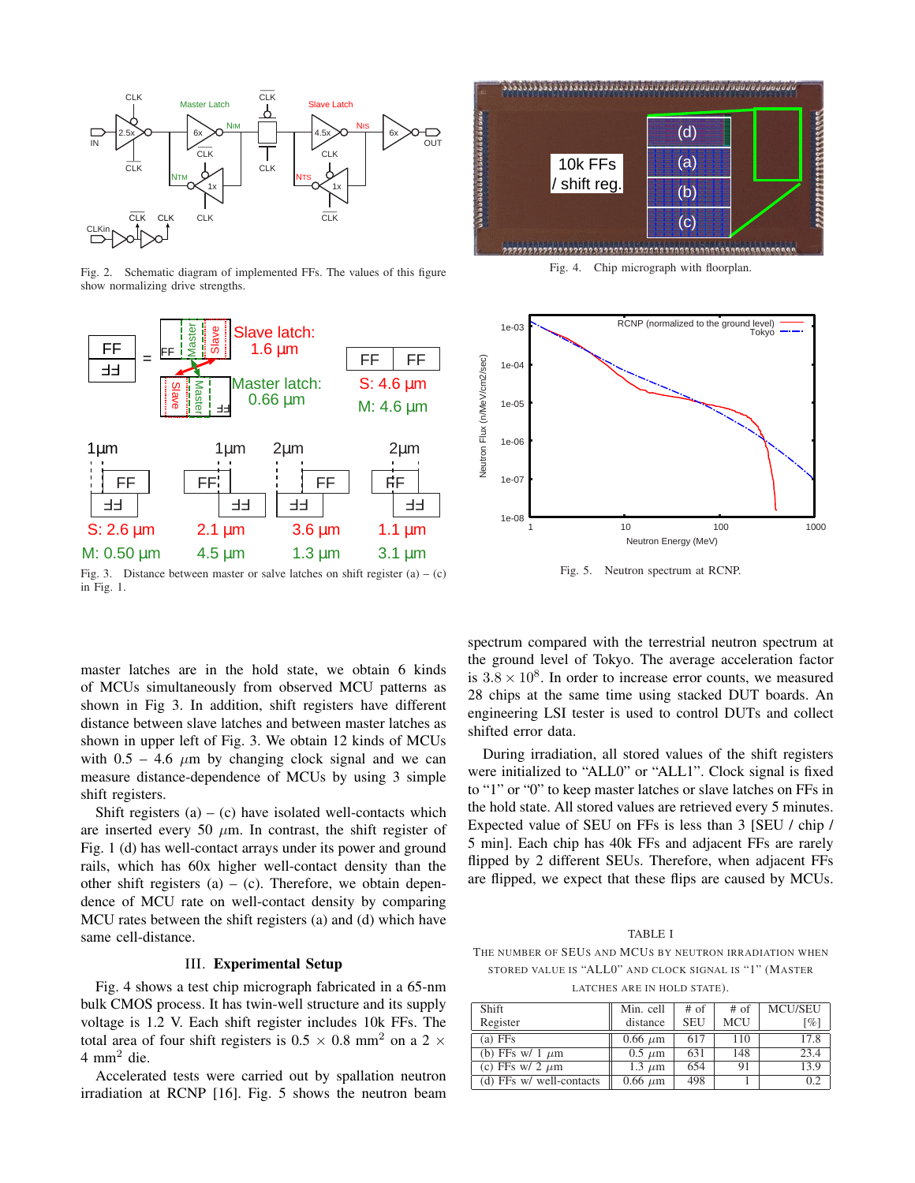Fig. 2. Schematic diagram of implemented FFs. The values of this figure show normalizing drive strengths.

Fig. 3. Distance between master or salve latches on shift register (a) – (c) in Fig. 1.

Fig. 4. Chip micrograph with floorplan.

Fig. 5. Neutron spectrum at RCNP.

master latches are in the hold state, we obtain 6 kinds of MCUs simultaneously from observed MCU patterns as shown in Fig 3. In addition, shift registers have different distance between slave latches and between master latches as shown in upper left of Fig. 3. We obtain 12 kinds of MCUs with 0.5 – 4.6 $\mu$m by changing clock signal and we can measure distance-dependence of MCUs by using 3 simple shift registers.

Shift registers (a) – (c) have isolated well-contacts which are inserted every 50 $\mu$m. In contrast, the shift register of Fig. 1 (d) has well-contact arrays under its power and ground rails, which has 60x higher well-contact density than the other shift registers (a) – (c). Therefore, we obtain dependence of MCU rate on well-contact density by comparing MCU rates between the shift registers (a) and (d) which have same cell-distance.

## III. Experimental Setup

Fig. 4 shows a test chip micrograph fabricated in a 65-nm bulk CMOS process. It has twin-well structure and its supply voltage is 1.2 V. Each shift register includes 10k FFs. The total area of four shift registers is 0.5 $\times$ 0.8 mm$^2$ on a 2 $\times$ 4 mm$^2$ die.

Accelerated tests were carried out by spallation neutron irradiation at RCNP [16]. Fig. 5 shows the neutron beam spectrum compared with the terrestrial neutron spectrum at the ground level of Tokyo. The average acceleration factor is $3.8 \times 10^8$. In order to increase error counts, we measured 28 chips at the same time using stacked DUT boards. An engineering LSI tester is used to control DUTs and collect shifted error data.

During irradiation, all stored values of the shift registers were initialized to "ALL0" or "ALL1". Clock signal is fixed to "1" or "0" to keep master latches or slave latches on FFs in the hold state. All stored values are retrieved every 5 minutes. Expected value of SEU on FFs is less than 3 [SEU / chip / 5 min]. Each chip has 40k FFs and adjacent FFs are rarely flipped by 2 different SEUs. Therefore, when adjacent FFs are flipped, we expect that these flips are caused by MCUs.

TABLE I
THE NUMBER OF SEUS AND MCUS BY NEUTRON IRRADIATION WHEN STORED VALUE IS "ALL0" AND CLOCK SIGNAL IS "1" (MASTER LATCHES ARE IN HOLD STATE).

| Shift Register | Min. cell distance | # of SEU | # of MCU | MCU/SEU [%] |
|---|---|---|---|---|
| (a) FFs | 0.66 $\mu$m | 617 | 110 | 17.8 |
| (b) FFs w/ 1 $\mu$m | 0.5 $\mu$m | 631 | 148 | 23.4 |
| (c) FFs w/ 2 $\mu$m | 1.3 $\mu$m | 654 | 91 | 13.9 |
| (d) FFs w/ well-contacts | 0.66 $\mu$m | 498 | 1 | 0.2 |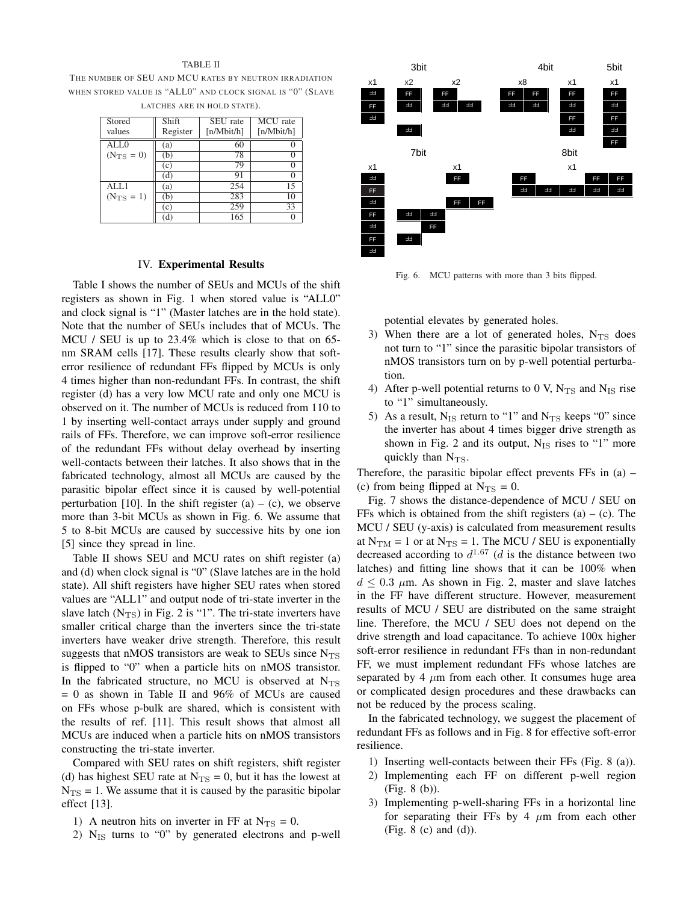TABLE II

THE NUMBER OF SEU AND MCU RATES BY NEUTRON IRRADIATION WHEN STORED VALUE IS "ALL0" AND CLOCK SIGNAL IS "0" (SLAVE LATCHES ARE IN HOLD STATE).

| Stored values | Shift Register | SEU rate [n/Mbit/h] | MCU rate [n/Mbit/h] |
|---|---|---|---|
| ALL0 ($N_{TS}$ = 0) | (a) | 60 | 0 |
| | (b) | 78 | 0 |
| | (c) | 79 | 0 |
| | (d) | 91 | 0 |
| ALL1 ($N_{TS}$ = 1) | (a) | 254 | 15 |
| | (b) | 283 | 10 |
| | (c) | 259 | 33 |
| | (d) | 165 | 0 |

## IV. Experimental Results

Table I shows the number of SEUs and MCUs of the shift registers as shown in Fig. 1 when stored value is "ALL0" and clock signal is "1" (Master latches are in the hold state). Note that the number of SEUs includes that of MCUs. The MCU / SEU is up to 23.4% which is close to that on 65-nm SRAM cells [17]. These results clearly show that soft-error resilience of redundant FFs flipped by MCUs is only 4 times higher than non-redundant FFs. In contrast, the shift register (d) has a very low MCU rate and only one MCU is observed on it. The number of MCUs is reduced from 110 to 1 by inserting well-contact arrays under supply and ground rails of FFs. Therefore, we can improve soft-error resilience of the redundant FFs without delay overhead by inserting well-contacts between their latches. It also shows that in the fabricated technology, almost all MCUs are caused by the parasitic bipolar effect since it is caused by well-potential perturbation [10]. In the shift register (a) – (c), we observe more than 3-bit MCUs as shown in Fig. 6. We assume that 5 to 8-bit MCUs are caused by successive hits by one ion [5] since they spread in line.

Table II shows SEU and MCU rates on shift register (a) and (d) when clock signal is "0" (Slave latches are in the hold state). All shift registers have higher SEU rates when stored values are "ALL1" and output node of tri-state inverter in the slave latch ($N_{TS}$) in Fig. 2 is "1". The tri-state inverters have smaller critical charge than the inverters since the tri-state inverters have weaker drive strength. Therefore, this result suggests that nMOS transistors are weak to SEUs since $N_{TS}$ is flipped to "0" when a particle hits on nMOS transistor. In the fabricated structure, no MCU is observed at $N_{TS}$ = 0 as shown in Table II and 96% of MCUs are caused on FFs whose p-bulk are shared, which is consistent with the results of ref. [11]. This result shows that almost all MCUs are induced when a particle hits on nMOS transistors constructing the tri-state inverter.

Compared with SEU rates on shift registers, shift register (d) has highest SEU rate at $N_{TS}$ = 0, but it has the lowest at $N_{TS}$ = 1. We assume that it is caused by the parasitic bipolar effect [13].

1) A neutron hits on inverter in FF at $N_{TS}$ = 0.
2) $N_{IS}$ turns to "0" by generated electrons and p-well potential elevates by generated holes.
3) When there are a lot of generated holes, $N_{TS}$ does not turn to "1" since the parasitic bipolar transistors of nMOS transistors turn on by p-well potential perturbation.
4) After p-well potential returns to 0 V, $N_{TS}$ and $N_{IS}$ rise to "1" simultaneously.
5) As a result, $N_{IS}$ return to "1" and $N_{TS}$ keeps "0" since the inverter has about 4 times bigger drive strength as shown in Fig. 2 and its output, $N_{IS}$ rises to "1" more quickly than $N_{TS}$.

Therefore, the parasitic bipolar effect prevents FFs in (a) – (c) from being flipped at $N_{TS}$ = 0.

Fig. 6. MCU patterns with more than 3 bits flipped.

Fig. 7 shows the distance-dependence of MCU / SEU on FFs which is obtained from the shift registers (a) – (c). The MCU / SEU (y-axis) is calculated from measurement results at $N_{TM}$ = 1 or at $N_{TS}$ = 1. The MCU / SEU is exponentially decreased according to $d^{1.67}$ ($d$ is the distance between two latches) and fitting line shows that it can be 100% when $d \leq 0.3$ $\mu$m. As shown in Fig. 2, master and slave latches in the FF have different structure. However, measurement results of MCU / SEU are distributed on the same straight line. Therefore, the MCU / SEU does not depend on the drive strength and load capacitance. To achieve 100x higher soft-error resilience in redundant FFs than in non-redundant FF, we must implement redundant FFs whose latches are separated by 4 $\mu$m from each other. It consumes huge area or complicated design procedures and these drawbacks can not be reduced by the process scaling.

In the fabricated technology, we suggest the placement of redundant FFs as follows and in Fig. 8 for effective soft-error resilience.

1) Inserting well-contacts between their FFs (Fig. 8 (a)).
2) Implementing each FF on different p-well region (Fig. 8 (b)).
3) Implementing p-well-sharing FFs in a horizontal line for separating their FFs by 4 $\mu$m from each other (Fig. 8 (c) and (d)).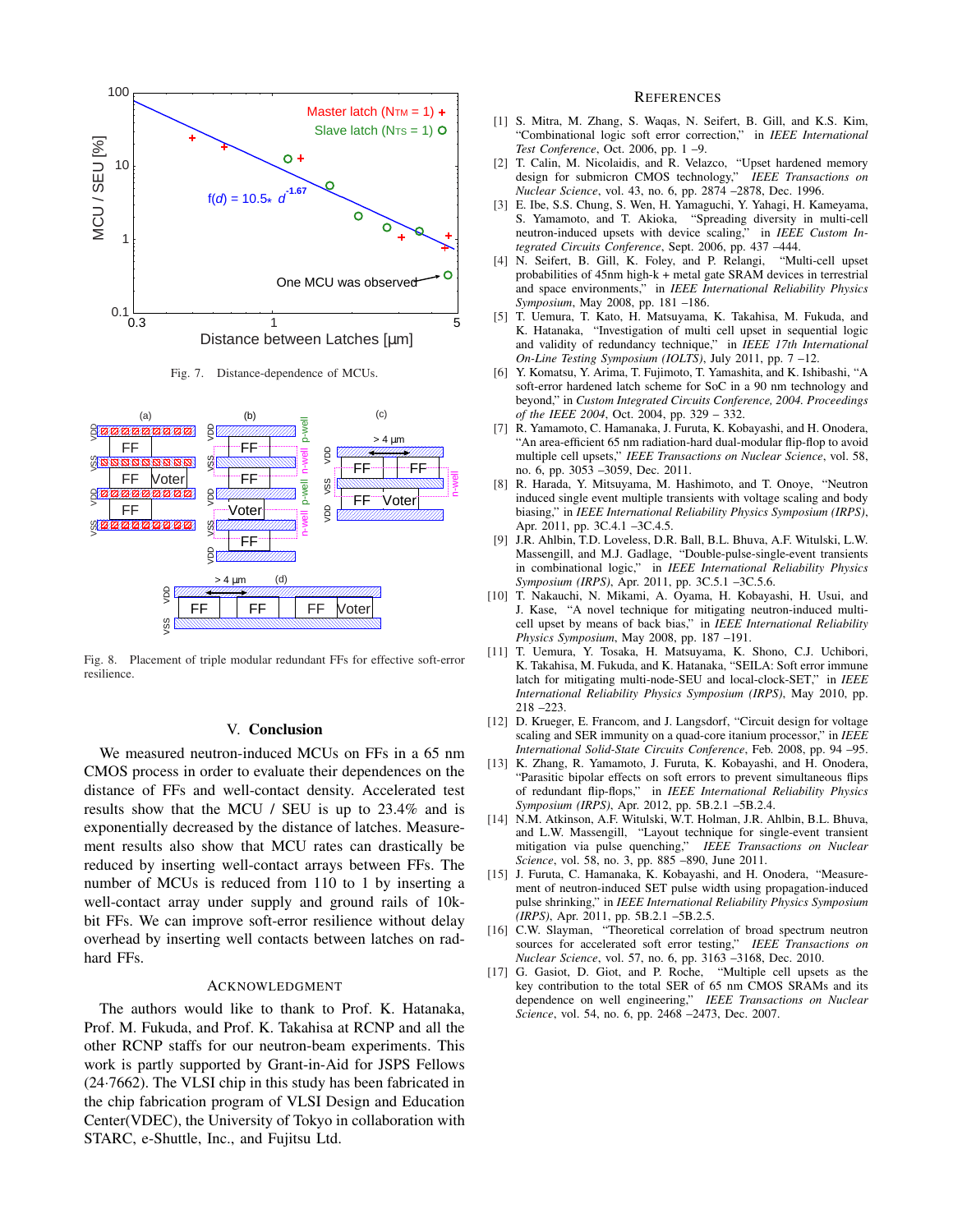100

Master latch ($N_{TM}$ = 1) +

Slave latch ($N_{TS}$ = 1) o

10

MCU / SEU [%]

$f(d) = 10.5 * d^{-1.67}$

1

One MCU was observed

0.1

0.3

1

5

Distance between Latches [μm]

Fig. 7. Distance-dependence of MCUs.

(a) (b) (c) (d)

VDD VSS FF Voter p-well n-well > 4 μm

Fig. 8. Placement of triple modular redundant FFs for effective soft-error resilience.

## V. Conclusion

We measured neutron-induced MCUs on FFs in a 65 nm CMOS process in order to evaluate their dependences on the distance of FFs and well-contact density. Accelerated test results show that the MCU / SEU is up to 23.4% and is exponentially decreased by the distance of latches. Measurement results also show that MCU rates can drastically be reduced by inserting well-contact arrays between FFs. The number of MCUs is reduced from 110 to 1 by inserting a well-contact array under supply and ground rails of 10k-bit FFs. We can improve soft-error resilience without delay overhead by inserting well contacts between latches on rad-hard FFs.

## Acknowledgment

The authors would like to thank to Prof. K. Hatanaka, Prof. M. Fukuda, and Prof. K. Takahisa at RCNP and all the other RCNP staffs for our neutron-beam experiments. This work is partly supported by Grant-in-Aid for JSPS Fellows (24·7662). The VLSI chip in this study has been fabricated in the chip fabrication program of VLSI Design and Education Center(VDEC), the University of Tokyo in collaboration with STARC, e-Shuttle, Inc., and Fujitsu Ltd.

## References

[1] S. Mitra, M. Zhang, S. Waqas, N. Seifert, B. Gill, and K.S. Kim, "Combinational logic soft error correction," in *IEEE International Test Conference*, Oct. 2006, pp. 1 –9.

[2] T. Calin, M. Nicolaidis, and R. Velazco, "Upset hardened memory design for submicron CMOS technology," *IEEE Transactions on Nuclear Science*, vol. 43, no. 6, pp. 2874 –2878, Dec. 1996.

[3] E. Ibe, S.S. Chung, S. Wen, H. Yamaguchi, Y. Yahagi, H. Kameyama, S. Yamamoto, and T. Akioka, "Spreading diversity in multi-cell neutron-induced upsets with device scaling," in *IEEE Custom Integrated Circuits Conference*, Sept. 2006, pp. 437 –444.

[4] N. Seifert, B. Gill, K. Foley, and P. Relangi, "Multi-cell upset probabilities of 45nm high-k + metal gate SRAM devices in terrestrial and space environments," in *IEEE International Reliability Physics Symposium*, May 2008, pp. 181 –186.

[5] T. Uemura, T. Kato, H. Matsuyama, K. Takahisa, M. Fukuda, and K. Hatanaka, "Investigation of multi cell upset in sequential logic and validity of redundancy technique," in *IEEE 17th International On-Line Testing Symposium (IOLTS)*, July 2011, pp. 7 –12.

[6] Y. Komatsu, Y. Arima, T. Fujimoto, T. Yamashita, and K. Ishibashi, "A soft-error hardened latch scheme for SoC in a 90 nm technology and beyond," in *Custom Integrated Circuits Conference, 2004. Proceedings of the IEEE 2004*, Oct. 2004, pp. 329 – 332.

[7] R. Yamamoto, C. Hamanaka, J. Furuta, K. Kobayashi, and H. Onodera, "An area-efficient 65 nm radiation-hard dual-modular flip-flop to avoid multiple cell upsets," *IEEE Transactions on Nuclear Science*, vol. 58, no. 6, pp. 3053 –3059, Dec. 2011.

[8] R. Harada, Y. Mitsuyama, M. Hashimoto, and T. Onoye, "Neutron induced single event multiple transients with voltage scaling and body biasing," in *IEEE International Reliability Physics Symposium (IRPS)*, Apr. 2011, pp. 3C.4.1 –3C.4.5.

[9] J.R. Ahlbin, T.D. Loveless, D.R. Ball, B.L. Bhuva, A.F. Witulski, L.W. Massengill, and M.J. Gadlage, "Double-pulse-single-event transients in combinational logic," in *IEEE International Reliability Physics Symposium (IRPS)*, Apr. 2011, pp. 3C.5.1 –3C.5.6.

[10] T. Nakauchi, N. Mikami, A. Oyama, H. Kobayashi, H. Usui, and J. Kase, "A novel technique for mitigating neutron-induced multi-cell upset by means of back bias," in *IEEE International Reliability Physics Symposium*, May 2008, pp. 187 –191.

[11] T. Uemura, Y. Tosaka, H. Matsuyama, K. Shono, C.J. Uchibori, K. Takahisa, M. Fukuda, and K. Hatanaka, "SEILA: Soft error immune latch for mitigating multi-node-SEU and local-clock-SET," in *IEEE International Reliability Physics Symposium (IRPS)*, May 2010, pp. 218 –223.

[12] D. Krueger, E. Francom, and J. Langsdorf, "Circuit design for voltage scaling and SER immunity on a quad-core itanium processor," in *IEEE International Solid-State Circuits Conference*, Feb. 2008, pp. 94 –95.

[13] K. Zhang, R. Yamamoto, J. Furuta, K. Kobayashi, and H. Onodera, "Parasitic bipolar effects on soft errors to prevent simultaneous flips of redundant flip-flops," in *IEEE International Reliability Physics Symposium (IRPS)*, Apr. 2012, pp. 5B.2.1 –5B.2.4.

[14] N.M. Atkinson, A.F. Witulski, W.T. Holman, J.R. Ahlbin, B.L. Bhuva, and L.W. Massengill, "Layout technique for single-event transient mitigation via pulse quenching," *IEEE Transactions on Nuclear Science*, vol. 58, no. 3, pp. 885 –890, June 2011.

[15] J. Furuta, C. Hamanaka, K. Kobayashi, and H. Onodera, "Measurement of neutron-induced SET pulse width using propagation-induced pulse shrinking," in *IEEE International Reliability Physics Symposium (IRPS)*, Apr. 2011, pp. 5B.2.1 –5B.2.5.

[16] C.W. Slayman, "Theoretical correlation of broad spectrum neutron sources for accelerated soft error testing," *IEEE Transactions on Nuclear Science*, vol. 57, no. 6, pp. 3163 –3168, Dec. 2010.

[17] G. Gasiot, D. Giot, and P. Roche, "Multiple cell upsets as the key contribution to the total SER of 65 nm CMOS SRAMs and its dependence on well engineering," *IEEE Transactions on Nuclear Science*, vol. 54, no. 6, pp. 2468 –2473, Dec. 2007.